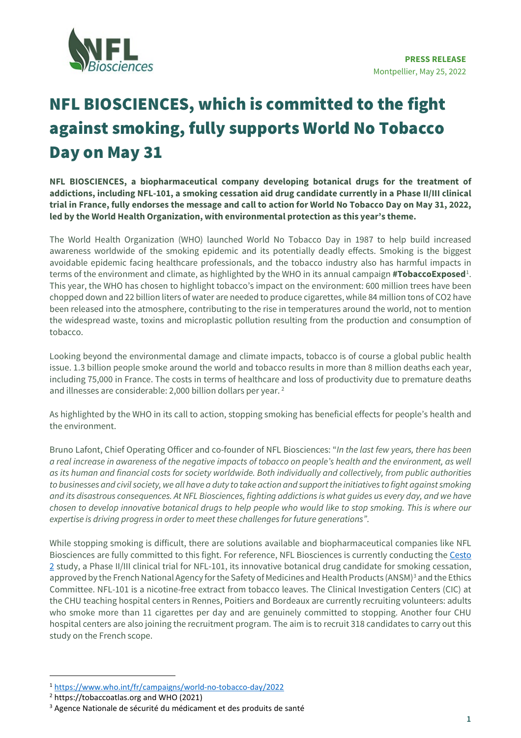**PRESS RELEASE**
Montpellier, May 25, 2022

# NFL BIOSCIENCES, which is committed to the fight against smoking, fully supports World No Tobacco Day on May 31

**NFL BIOSCIENCES, a biopharmaceutical company developing botanical drugs for the treatment of addictions, including NFL-101, a smoking cessation aid drug candidate currently in a Phase II/III clinical trial in France, fully endorses the message and call to action for World No Tobacco Day on May 31, 2022, led by the World Health Organization, with environmental protection as this year's theme.**

The World Health Organization (WHO) launched World No Tobacco Day in 1987 to help build increased awareness worldwide of the smoking epidemic and its potentially deadly effects. Smoking is the biggest avoidable epidemic facing healthcare professionals, and the tobacco industry also has harmful impacts in terms of the environment and climate, as highlighted by the WHO in its annual campaign **#TobaccoExposed**[1]. This year, the WHO has chosen to highlight tobacco's impact on the environment: 600 million trees have been chopped down and 22 billion liters of water are needed to produce cigarettes, while 84 million tons of $CO_2$ have been released into the atmosphere, contributing to the rise in temperatures around the world, not to mention the widespread waste, toxins and microplastic pollution resulting from the production and consumption of tobacco.

Looking beyond the environmental damage and climate impacts, tobacco is of course a global public health issue. 1.3 billion people smoke around the world and tobacco results in more than 8 million deaths each year, including 75,000 in France. The costs in terms of healthcare and loss of productivity due to premature deaths and illnesses are considerable: 2,000 billion dollars per year. [2]

As highlighted by the WHO in its call to action, stopping smoking has beneficial effects for people's health and the environment.

Bruno Lafont, Chief Operating Officer and co-founder of NFL Biosciences: "*In the last few years, there has been a real increase in awareness of the negative impacts of tobacco on people's health and the environment, as well as its human and financial costs for society worldwide. Both individually and collectively, from public authorities to businesses and civil society, we all have a duty to take action and support the initiatives to fight against smoking and its disastrous consequences. At NFL Biosciences, fighting addictions is what guides us every day, and we have chosen to develop innovative botanical drugs to help people who would like to stop smoking. This is where our expertise is driving progress in order to meet these challenges for future generations*".

While stopping smoking is difficult, there are solutions available and biopharmaceutical companies like NFL Biosciences are fully committed to this fight. For reference, NFL Biosciences is currently conducting the Cesto 2 study, a Phase II/III clinical trial for NFL-101, its innovative botanical drug candidate for smoking cessation, approved by the French National Agency for the Safety of Medicines and Health Products (ANSM)[3] and the Ethics Committee. NFL-101 is a nicotine-free extract from tobacco leaves. The Clinical Investigation Centers (CIC) at the CHU teaching hospital centers in Rennes, Poitiers and Bordeaux are currently recruiting volunteers: adults who smoke more than 11 cigarettes per day and are genuinely committed to stopping. Another four CHU hospital centers are also joining the recruitment program. The aim is to recruit 318 candidates to carry out this study on the French scope.

---

[1] https://www.who.int/fr/campaigns/world-no-tobacco-day/2022

[2] https://tobaccoatlas.org and WHO (2021)

[3] Agence Nationale de sécurité du médicament et des produits de santé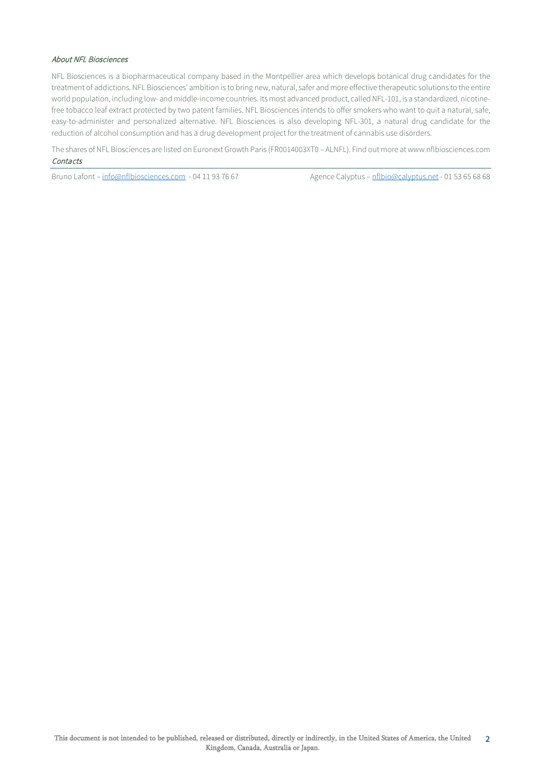*About NFL Biosciences*

NFL Biosciences is a biopharmaceutical company based in the Montpellier area which develops botanical drug candidates for the treatment of addictions. NFL Biosciences' ambition is to bring new, natural, safer and more effective therapeutic solutions to the entire world population, including low- and middle-income countries. Its most advanced product, called NFL-101, is a standardized, nicotine-free tobacco leaf extract protected by two patent families. NFL Biosciences intends to offer smokers who want to quit a natural, safe, easy-to-administer and personalized alternative. NFL Biosciences is also developing NFL-301, a natural drug candidate for the reduction of alcohol consumption and has a drug development project for the treatment of cannabis use disorders.

The shares of NFL Biosciences are listed on Euronext Growth Paris (FR0014003XT0 – ALNFL). Find out more at www.nflbiosciences.com

*Contacts*

Bruno Lafont – info@nflbiosciences.com - 04 11 93 76 67

Agence Calyptus – nflbio@calyptus.net - 01 53 65 68 68

This document is not intended to be published, released or distributed, directly or indirectly, in the United States of America, the United Kingdom, Canada, Australia or Japan.